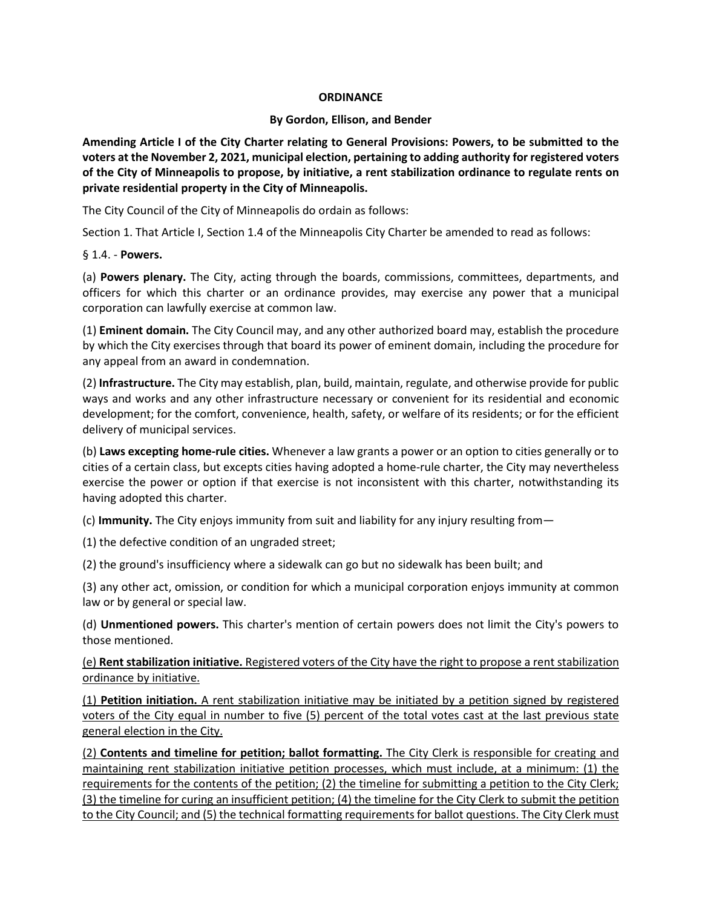**ORDINANCE**

**By Gordon, Ellison, and Bender**

**Amending Article I of the City Charter relating to General Provisions: Powers, to be submitted to the voters at the November 2, 2021, municipal election, pertaining to adding authority for registered voters of the City of Minneapolis to propose, by initiative, a rent stabilization ordinance to regulate rents on private residential property in the City of Minneapolis.**

The City Council of the City of Minneapolis do ordain as follows:

Section 1. That Article I, Section 1.4 of the Minneapolis City Charter be amended to read as follows:

§ 1.4. - **Powers.**

(a) **Powers plenary.** The City, acting through the boards, commissions, committees, departments, and officers for which this charter or an ordinance provides, may exercise any power that a municipal corporation can lawfully exercise at common law.

(1) **Eminent domain.** The City Council may, and any other authorized board may, establish the procedure by which the City exercises through that board its power of eminent domain, including the procedure for any appeal from an award in condemnation.

(2) **Infrastructure.** The City may establish, plan, build, maintain, regulate, and otherwise provide for public ways and works and any other infrastructure necessary or convenient for its residential and economic development; for the comfort, convenience, health, safety, or welfare of its residents; or for the efficient delivery of municipal services.

(b) **Laws excepting home-rule cities.** Whenever a law grants a power or an option to cities generally or to cities of a certain class, but excepts cities having adopted a home-rule charter, the City may nevertheless exercise the power or option if that exercise is not inconsistent with this charter, notwithstanding its having adopted this charter.

(c) **Immunity.** The City enjoys immunity from suit and liability for any injury resulting from—

(1) the defective condition of an ungraded street;

(2) the ground's insufficiency where a sidewalk can go but no sidewalk has been built; and

(3) any other act, omission, or condition for which a municipal corporation enjoys immunity at common law or by general or special law.

(d) **Unmentioned powers.** This charter's mention of certain powers does not limit the City's powers to those mentioned.

<u>(e) **Rent stabilization initiative.** Registered voters of the City have the right to propose a rent stabilization ordinance by initiative.</u>

<u>(1) **Petition initiation.** A rent stabilization initiative may be initiated by a petition signed by registered voters of the City equal in number to five (5) percent of the total votes cast at the last previous state general election in the City.</u>

<u>(2) **Contents and timeline for petition; ballot formatting.** The City Clerk is responsible for creating and maintaining rent stabilization initiative petition processes, which must include, at a minimum: (1) the requirements for the contents of the petition; (2) the timeline for submitting a petition to the City Clerk; (3) the timeline for curing an insufficient petition; (4) the timeline for the City Clerk to submit the petition to the City Council; and (5) the technical formatting requirements for ballot questions. The City Clerk must</u>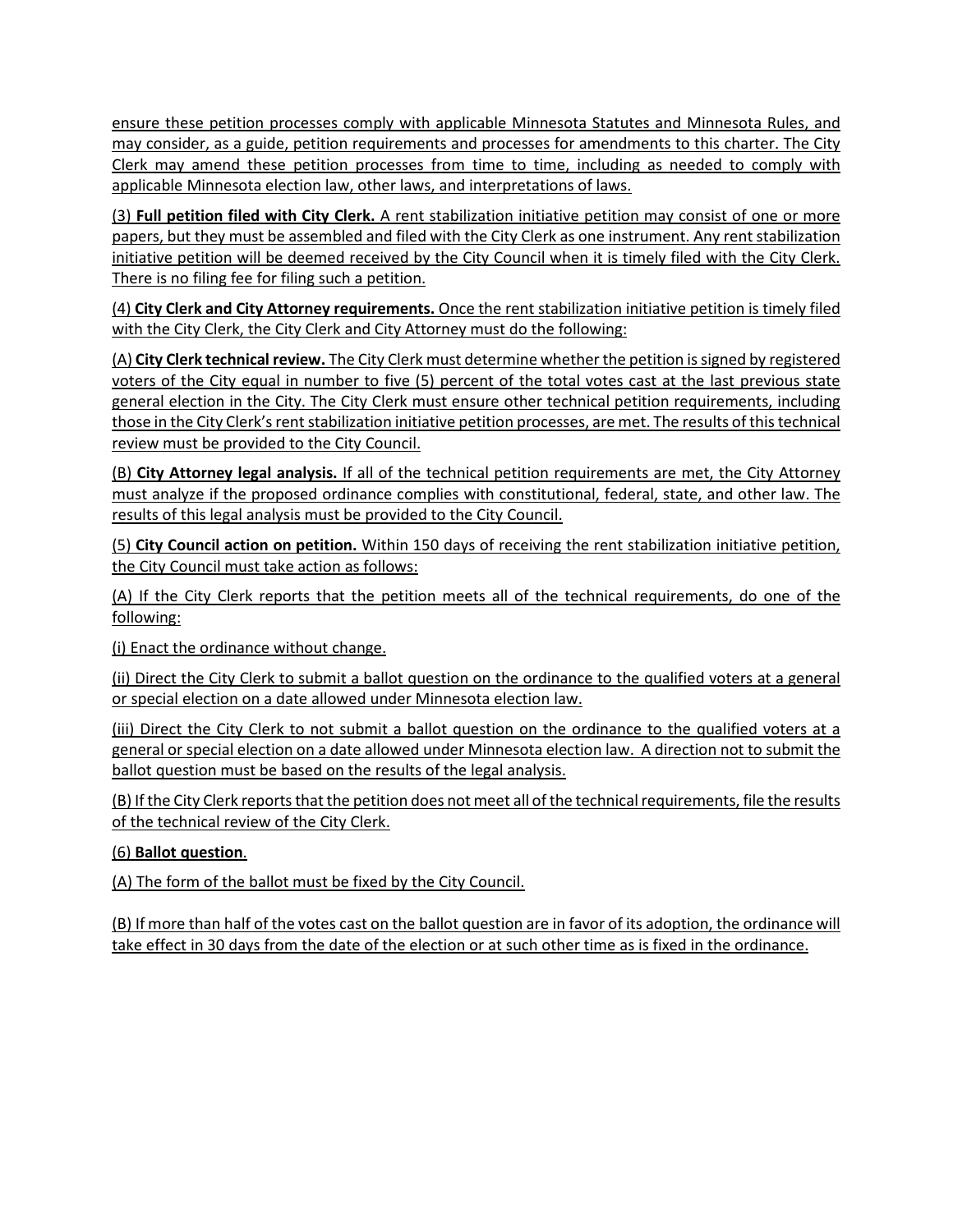ensure these petition processes comply with applicable Minnesota Statutes and Minnesota Rules, and may consider, as a guide, petition requirements and processes for amendments to this charter. The City Clerk may amend these petition processes from time to time, including as needed to comply with applicable Minnesota election law, other laws, and interpretations of laws.

(3) **Full petition filed with City Clerk.** A rent stabilization initiative petition may consist of one or more papers, but they must be assembled and filed with the City Clerk as one instrument. Any rent stabilization initiative petition will be deemed received by the City Council when it is timely filed with the City Clerk. There is no filing fee for filing such a petition.

(4) **City Clerk and City Attorney requirements.** Once the rent stabilization initiative petition is timely filed with the City Clerk, the City Clerk and City Attorney must do the following:

(A) **City Clerk technical review.** The City Clerk must determine whether the petition is signed by registered voters of the City equal in number to five (5) percent of the total votes cast at the last previous state general election in the City. The City Clerk must ensure other technical petition requirements, including those in the City Clerk's rent stabilization initiative petition processes, are met. The results of this technical review must be provided to the City Council.

(B) **City Attorney legal analysis.** If all of the technical petition requirements are met, the City Attorney must analyze if the proposed ordinance complies with constitutional, federal, state, and other law. The results of this legal analysis must be provided to the City Council.

(5) **City Council action on petition.** Within 150 days of receiving the rent stabilization initiative petition, the City Council must take action as follows:

(A) If the City Clerk reports that the petition meets all of the technical requirements, do one of the following:

(i) Enact the ordinance without change.

(ii) Direct the City Clerk to submit a ballot question on the ordinance to the qualified voters at a general or special election on a date allowed under Minnesota election law.

(iii) Direct the City Clerk to not submit a ballot question on the ordinance to the qualified voters at a general or special election on a date allowed under Minnesota election law. A direction not to submit the ballot question must be based on the results of the legal analysis.

(B) If the City Clerk reports that the petition does not meet all of the technical requirements, file the results of the technical review of the City Clerk.

(6) **Ballot question**.

(A) The form of the ballot must be fixed by the City Council.

(B) If more than half of the votes cast on the ballot question are in favor of its adoption, the ordinance will take effect in 30 days from the date of the election or at such other time as is fixed in the ordinance.